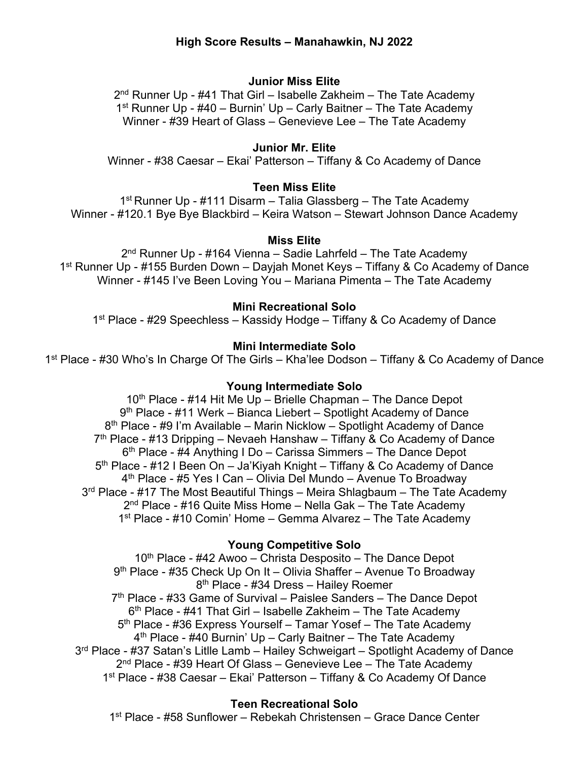# High Score Results – Manahawkin, NJ 2022

### Junior Miss Elite

2nd Runner Up - #41 That Girl – Isabelle Zakheim – The Tate Academy
1st Runner Up - #40 – Burnin' Up – Carly Baitner – The Tate Academy
Winner - #39 Heart of Glass – Genevieve Lee – The Tate Academy

### Junior Mr. Elite

Winner - #38 Caesar – Ekai' Patterson – Tiffany & Co Academy of Dance

### Teen Miss Elite

1st Runner Up - #111 Disarm – Talia Glassberg – The Tate Academy
Winner - #120.1 Bye Bye Blackbird – Keira Watson – Stewart Johnson Dance Academy

### Miss Elite

2nd Runner Up - #164 Vienna – Sadie Lahrfeld – The Tate Academy
1st Runner Up - #155 Burden Down – Dayjah Monet Keys – Tiffany & Co Academy of Dance
Winner - #145 I've Been Loving You – Mariana Pimenta – The Tate Academy

### Mini Recreational Solo

1st Place - #29 Speechless – Kassidy Hodge – Tiffany & Co Academy of Dance

### Mini Intermediate Solo

1st Place - #30 Who's In Charge Of The Girls – Kha'lee Dodson – Tiffany & Co Academy of Dance

### Young Intermediate Solo

10th Place - #14 Hit Me Up – Brielle Chapman – The Dance Depot
9th Place - #11 Werk – Bianca Liebert – Spotlight Academy of Dance
8th Place - #9 I'm Available – Marin Nicklow – Spotlight Academy of Dance
7th Place - #13 Dripping – Nevaeh Hanshaw – Tiffany & Co Academy of Dance
6th Place - #4 Anything I Do – Carissa Simmers – The Dance Depot
5th Place - #12 I Been On – Ja'Kiyah Knight – Tiffany & Co Academy of Dance
4th Place - #5 Yes I Can – Olivia Del Mundo – Avenue To Broadway
3rd Place - #17 The Most Beautiful Things – Meira Shlagbaum – The Tate Academy
2nd Place - #16 Quite Miss Home – Nella Gak – The Tate Academy
1st Place - #10 Comin' Home – Gemma Alvarez – The Tate Academy

### Young Competitive Solo

10th Place - #42 Awoo – Christa Desposito – The Dance Depot
9th Place - #35 Check Up On It – Olivia Shaffer – Avenue To Broadway
8th Place - #34 Dress – Hailey Roemer
7th Place - #33 Game of Survival – Paislee Sanders – The Dance Depot
6th Place - #41 That Girl – Isabelle Zakheim – The Tate Academy
5th Place - #36 Express Yourself – Tamar Yosef – The Tate Academy
4th Place - #40 Burnin' Up – Carly Baitner – The Tate Academy
3rd Place - #37 Satan's Litlle Lamb – Hailey Schweigart – Spotlight Academy of Dance
2nd Place - #39 Heart Of Glass – Genevieve Lee – The Tate Academy
1st Place - #38 Caesar – Ekai' Patterson – Tiffany & Co Academy Of Dance

### Teen Recreational Solo

1st Place - #58 Sunflower – Rebekah Christensen – Grace Dance Center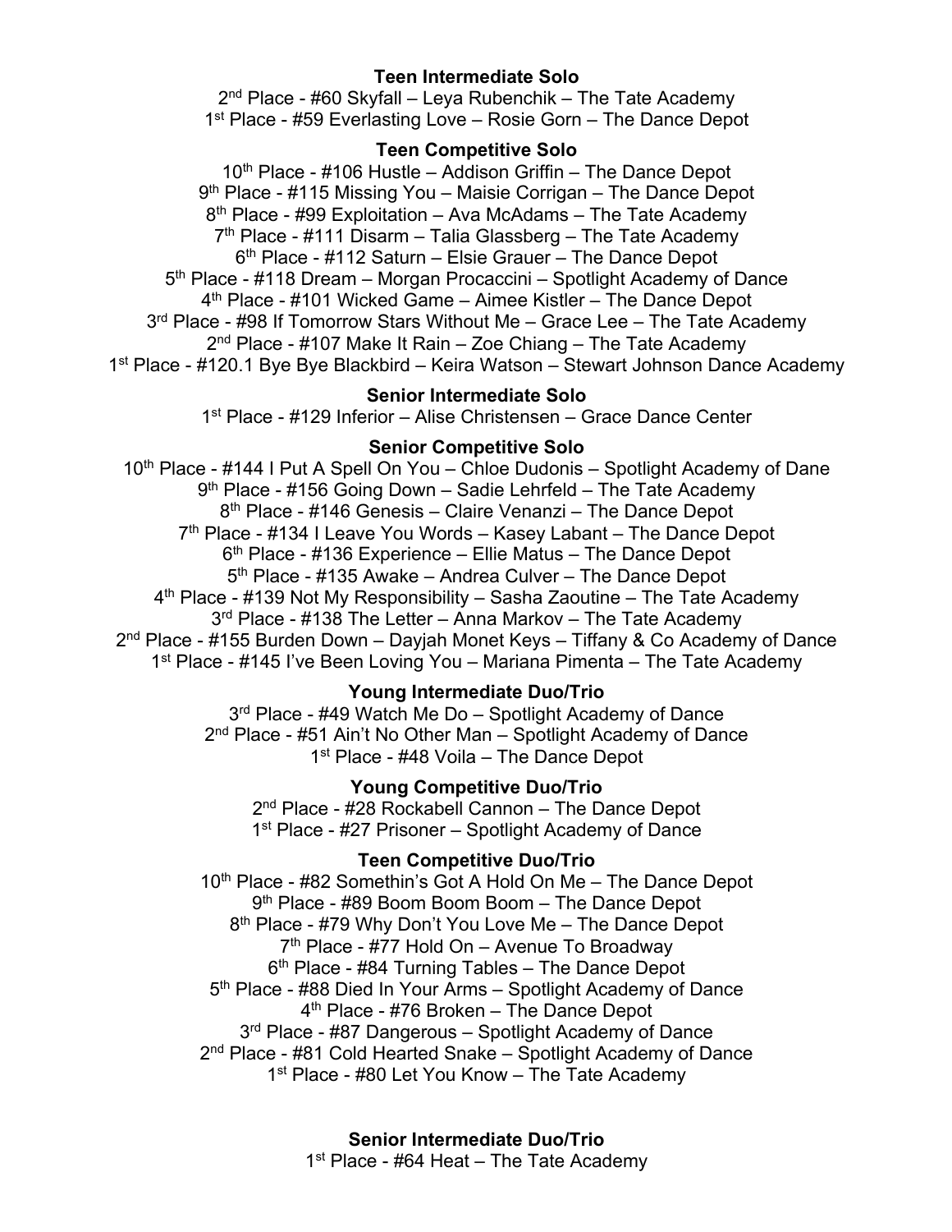**Teen Intermediate Solo**

2nd Place - #60 Skyfall – Leya Rubenchik – The Tate Academy
1st Place - #59 Everlasting Love – Rosie Gorn – The Dance Depot

**Teen Competitive Solo**

10th Place - #106 Hustle – Addison Griffin – The Dance Depot
9th Place - #115 Missing You – Maisie Corrigan – The Dance Depot
8th Place - #99 Exploitation – Ava McAdams – The Tate Academy
7th Place - #111 Disarm – Talia Glassberg – The Tate Academy
6th Place - #112 Saturn – Elsie Grauer – The Dance Depot
5th Place - #118 Dream – Morgan Procaccini – Spotlight Academy of Dance
4th Place - #101 Wicked Game – Aimee Kistler – The Dance Depot
3rd Place - #98 If Tomorrow Stars Without Me – Grace Lee – The Tate Academy
2nd Place - #107 Make It Rain – Zoe Chiang – The Tate Academy
1st Place - #120.1 Bye Bye Blackbird – Keira Watson – Stewart Johnson Dance Academy

**Senior Intermediate Solo**

1st Place - #129 Inferior – Alise Christensen – Grace Dance Center

**Senior Competitive Solo**

10th Place - #144 I Put A Spell On You – Chloe Dudonis – Spotlight Academy of Dane
9th Place - #156 Going Down – Sadie Lehrfeld – The Tate Academy
8th Place - #146 Genesis – Claire Venanzi – The Dance Depot
7th Place - #134 I Leave You Words – Kasey Labant – The Dance Depot
6th Place - #136 Experience – Ellie Matus – The Dance Depot
5th Place - #135 Awake – Andrea Culver – The Dance Depot
4th Place - #139 Not My Responsibility – Sasha Zaoutine – The Tate Academy
3rd Place - #138 The Letter – Anna Markov – The Tate Academy
2nd Place - #155 Burden Down – Dayjah Monet Keys – Tiffany & Co Academy of Dance
1st Place - #145 I've Been Loving You – Mariana Pimenta – The Tate Academy

**Young Intermediate Duo/Trio**

3rd Place - #49 Watch Me Do – Spotlight Academy of Dance
2nd Place - #51 Ain't No Other Man – Spotlight Academy of Dance
1st Place - #48 Voila – The Dance Depot

**Young Competitive Duo/Trio**

2nd Place - #28 Rockabell Cannon – The Dance Depot
1st Place - #27 Prisoner – Spotlight Academy of Dance

**Teen Competitive Duo/Trio**

10th Place - #82 Somethin's Got A Hold On Me – The Dance Depot
9th Place - #89 Boom Boom Boom – The Dance Depot
8th Place - #79 Why Don't You Love Me – The Dance Depot
7th Place - #77 Hold On – Avenue To Broadway
6th Place - #84 Turning Tables – The Dance Depot
5th Place - #88 Died In Your Arms – Spotlight Academy of Dance
4th Place - #76 Broken – The Dance Depot
3rd Place - #87 Dangerous – Spotlight Academy of Dance
2nd Place - #81 Cold Hearted Snake – Spotlight Academy of Dance
1st Place - #80 Let You Know – The Tate Academy

**Senior Intermediate Duo/Trio**

1st Place - #64 Heat – The Tate Academy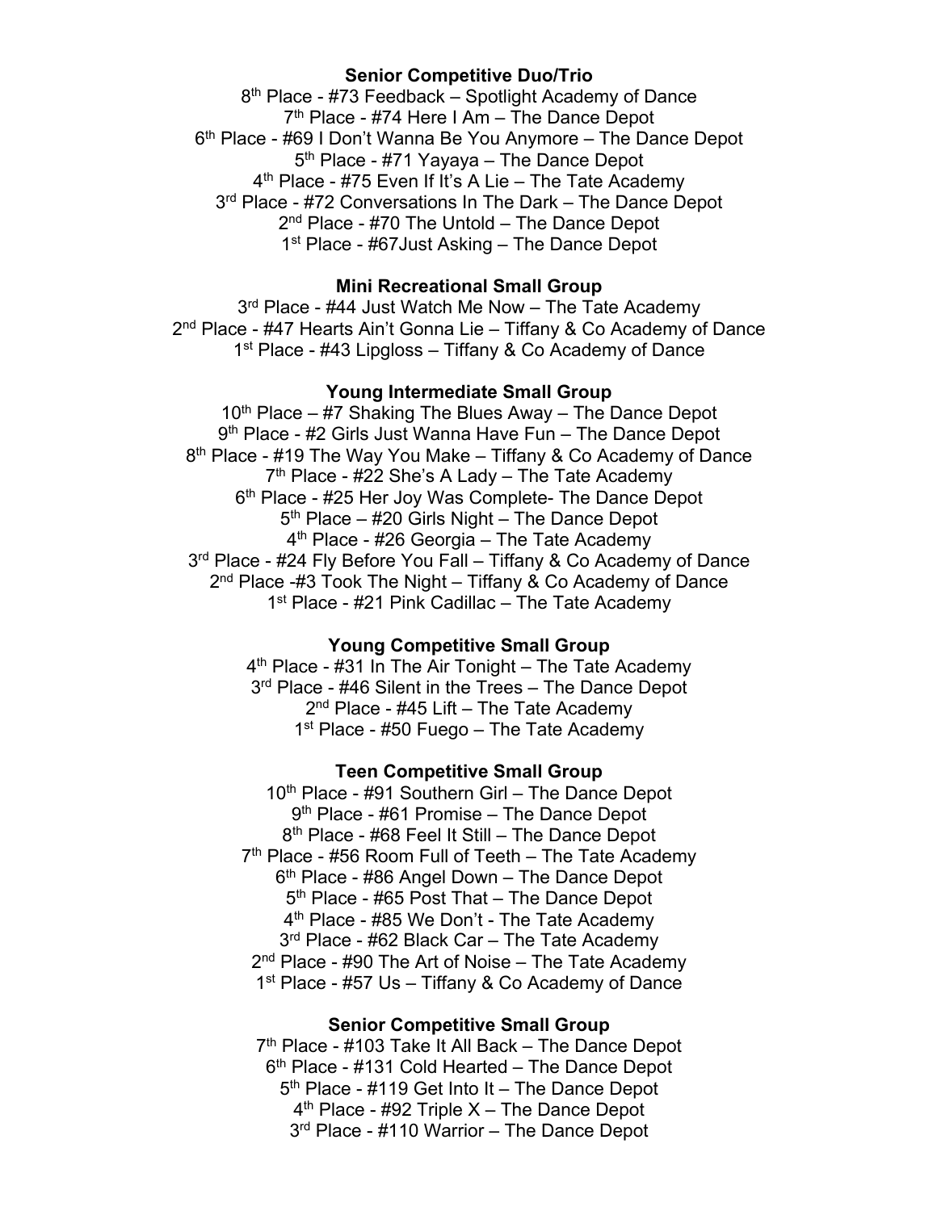**Senior Competitive Duo/Trio**

8th Place - #73 Feedback – Spotlight Academy of Dance
7th Place - #74 Here I Am – The Dance Depot
6th Place - #69 I Don't Wanna Be You Anymore – The Dance Depot
5th Place - #71 Yayaya – The Dance Depot
4th Place - #75 Even If It's A Lie – The Tate Academy
3rd Place - #72 Conversations In The Dark – The Dance Depot
2nd Place - #70 The Untold – The Dance Depot
1st Place - #67Just Asking – The Dance Depot

**Mini Recreational Small Group**

3rd Place - #44 Just Watch Me Now – The Tate Academy
2nd Place - #47 Hearts Ain't Gonna Lie – Tiffany & Co Academy of Dance
1st Place - #43 Lipgloss – Tiffany & Co Academy of Dance

**Young Intermediate Small Group**

10th Place – #7 Shaking The Blues Away – The Dance Depot
9th Place - #2 Girls Just Wanna Have Fun – The Dance Depot
8th Place - #19 The Way You Make – Tiffany & Co Academy of Dance
7th Place - #22 She's A Lady – The Tate Academy
6th Place - #25 Her Joy Was Complete- The Dance Depot
5th Place – #20 Girls Night – The Dance Depot
4th Place - #26 Georgia – The Tate Academy
3rd Place - #24 Fly Before You Fall – Tiffany & Co Academy of Dance
2nd Place -#3 Took The Night – Tiffany & Co Academy of Dance
1st Place - #21 Pink Cadillac – The Tate Academy

**Young Competitive Small Group**

4th Place - #31 In The Air Tonight – The Tate Academy
3rd Place - #46 Silent in the Trees – The Dance Depot
2nd Place - #45 Lift – The Tate Academy
1st Place - #50 Fuego – The Tate Academy

**Teen Competitive Small Group**

10th Place - #91 Southern Girl – The Dance Depot
9th Place - #61 Promise – The Dance Depot
8th Place - #68 Feel It Still – The Dance Depot
7th Place - #56 Room Full of Teeth – The Tate Academy
6th Place - #86 Angel Down – The Dance Depot
5th Place - #65 Post That – The Dance Depot
4th Place - #85 We Don't - The Tate Academy
3rd Place - #62 Black Car – The Tate Academy
2nd Place - #90 The Art of Noise – The Tate Academy
1st Place - #57 Us – Tiffany & Co Academy of Dance

**Senior Competitive Small Group**

7th Place - #103 Take It All Back – The Dance Depot
6th Place - #131 Cold Hearted – The Dance Depot
5th Place - #119 Get Into It – The Dance Depot
4th Place - #92 Triple X – The Dance Depot
3rd Place - #110 Warrior – The Dance Depot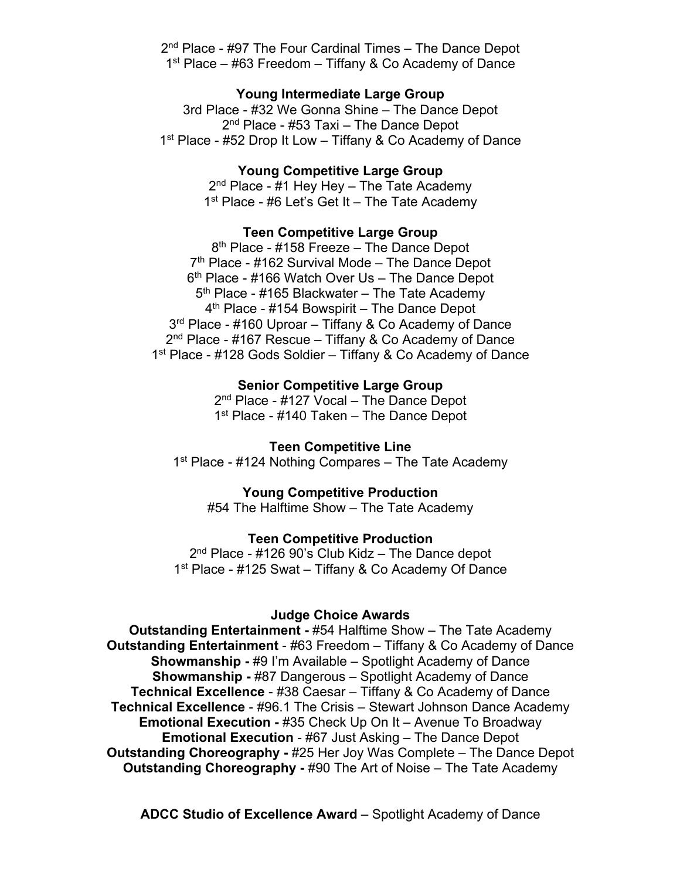2nd Place - #97 The Four Cardinal Times – The Dance Depot
1st Place – #63 Freedom – Tiffany & Co Academy of Dance

**Young Intermediate Large Group**

3rd Place - #32 We Gonna Shine – The Dance Depot
2nd Place - #53 Taxi – The Dance Depot
1st Place - #52 Drop It Low – Tiffany & Co Academy of Dance

**Young Competitive Large Group**

2nd Place - #1 Hey Hey – The Tate Academy
1st Place - #6 Let's Get It – The Tate Academy

**Teen Competitive Large Group**

8th Place - #158 Freeze – The Dance Depot
7th Place - #162 Survival Mode – The Dance Depot
6th Place - #166 Watch Over Us – The Dance Depot
5th Place - #165 Blackwater – The Tate Academy
4th Place - #154 Bowspirit – The Dance Depot
3rd Place - #160 Uproar – Tiffany & Co Academy of Dance
2nd Place - #167 Rescue – Tiffany & Co Academy of Dance
1st Place - #128 Gods Soldier – Tiffany & Co Academy of Dance

**Senior Competitive Large Group**

2nd Place - #127 Vocal – The Dance Depot
1st Place - #140 Taken – The Dance Depot

**Teen Competitive Line**

1st Place - #124 Nothing Compares – The Tate Academy

**Young Competitive Production**

#54 The Halftime Show – The Tate Academy

**Teen Competitive Production**

2nd Place - #126 90's Club Kidz – The Dance depot
1st Place - #125 Swat – Tiffany & Co Academy Of Dance

**Judge Choice Awards**

**Outstanding Entertainment -** #54 Halftime Show – The Tate Academy
**Outstanding Entertainment** - #63 Freedom – Tiffany & Co Academy of Dance
**Showmanship -** #9 I'm Available – Spotlight Academy of Dance
**Showmanship -** #87 Dangerous – Spotlight Academy of Dance
**Technical Excellence** - #38 Caesar – Tiffany & Co Academy of Dance
**Technical Excellence** - #96.1 The Crisis – Stewart Johnson Dance Academy
**Emotional Execution -** #35 Check Up On It – Avenue To Broadway
**Emotional Execution** - #67 Just Asking – The Dance Depot
**Outstanding Choreography -** #25 Her Joy Was Complete – The Dance Depot
**Outstanding Choreography -** #90 The Art of Noise – The Tate Academy

**ADCC Studio of Excellence Award** – Spotlight Academy of Dance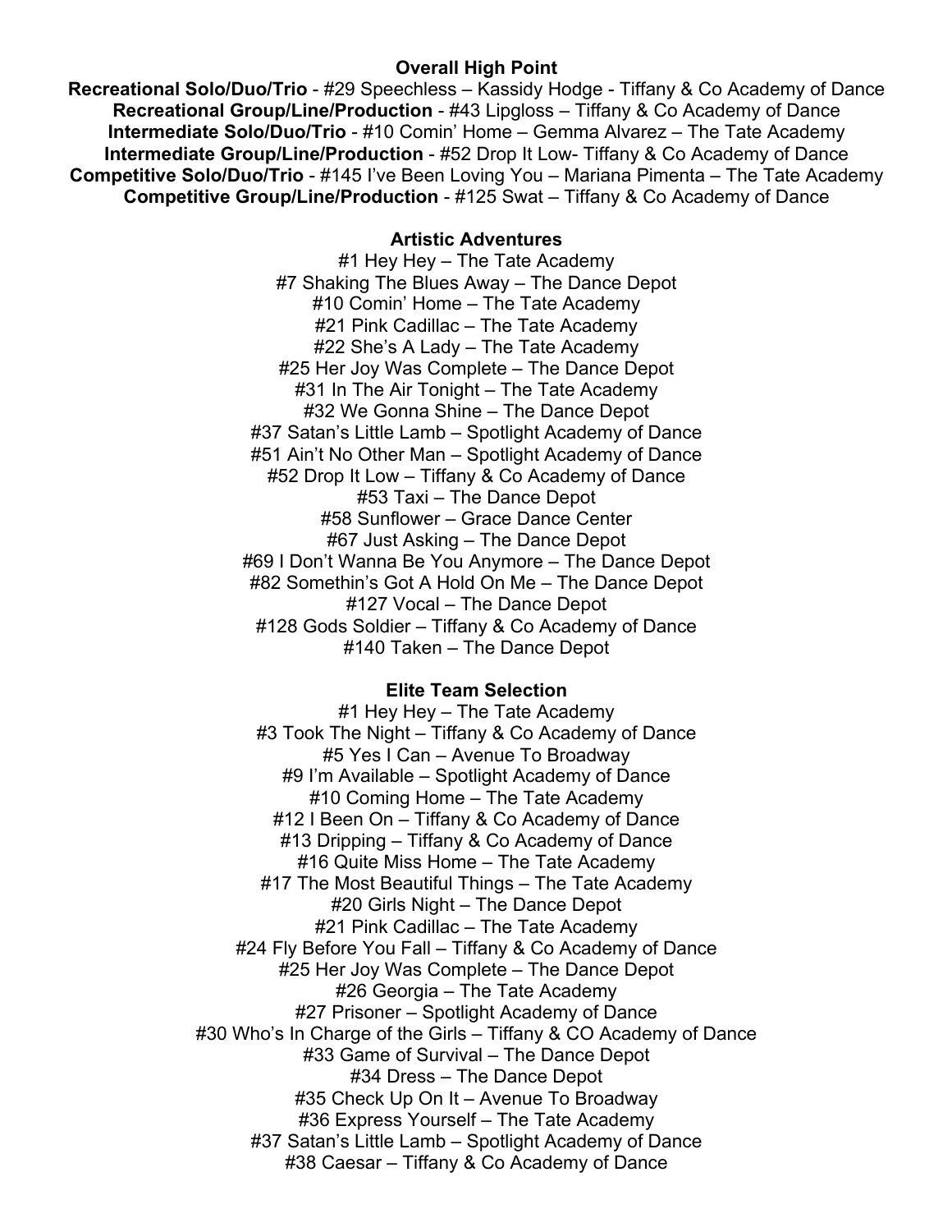## Overall High Point

**Recreational Solo/Duo/Trio** - #29 Speechless – Kassidy Hodge - Tiffany & Co Academy of Dance
**Recreational Group/Line/Production** - #43 Lipgloss – Tiffany & Co Academy of Dance
**Intermediate Solo/Duo/Trio** - #10 Comin' Home – Gemma Alvarez – The Tate Academy
**Intermediate Group/Line/Production** - #52 Drop It Low- Tiffany & Co Academy of Dance
**Competitive Solo/Duo/Trio** - #145 I've Been Loving You – Mariana Pimenta – The Tate Academy
**Competitive Group/Line/Production** - #125 Swat – Tiffany & Co Academy of Dance

## Artistic Adventures

#1 Hey Hey – The Tate Academy
#7 Shaking The Blues Away – The Dance Depot
#10 Comin' Home – The Tate Academy
#21 Pink Cadillac – The Tate Academy
#22 She's A Lady – The Tate Academy
#25 Her Joy Was Complete – The Dance Depot
#31 In The Air Tonight – The Tate Academy
#32 We Gonna Shine – The Dance Depot
#37 Satan's Little Lamb – Spotlight Academy of Dance
#51 Ain't No Other Man – Spotlight Academy of Dance
#52 Drop It Low – Tiffany & Co Academy of Dance
#53 Taxi – The Dance Depot
#58 Sunflower – Grace Dance Center
#67 Just Asking – The Dance Depot
#69 I Don't Wanna Be You Anymore – The Dance Depot
#82 Somethin's Got A Hold On Me – The Dance Depot
#127 Vocal – The Dance Depot
#128 Gods Soldier – Tiffany & Co Academy of Dance
#140 Taken – The Dance Depot

## Elite Team Selection

#1 Hey Hey – The Tate Academy
#3 Took The Night – Tiffany & Co Academy of Dance
#5 Yes I Can – Avenue To Broadway
#9 I'm Available – Spotlight Academy of Dance
#10 Coming Home – The Tate Academy
#12 I Been On – Tiffany & Co Academy of Dance
#13 Dripping – Tiffany & Co Academy of Dance
#16 Quite Miss Home – The Tate Academy
#17 The Most Beautiful Things – The Tate Academy
#20 Girls Night – The Dance Depot
#21 Pink Cadillac – The Tate Academy
#24 Fly Before You Fall – Tiffany & Co Academy of Dance
#25 Her Joy Was Complete – The Dance Depot
#26 Georgia – The Tate Academy
#27 Prisoner – Spotlight Academy of Dance
#30 Who's In Charge of the Girls – Tiffany & CO Academy of Dance
#33 Game of Survival – The Dance Depot
#34 Dress – The Dance Depot
#35 Check Up On It – Avenue To Broadway
#36 Express Yourself – The Tate Academy
#37 Satan's Little Lamb – Spotlight Academy of Dance
#38 Caesar – Tiffany & Co Academy of Dance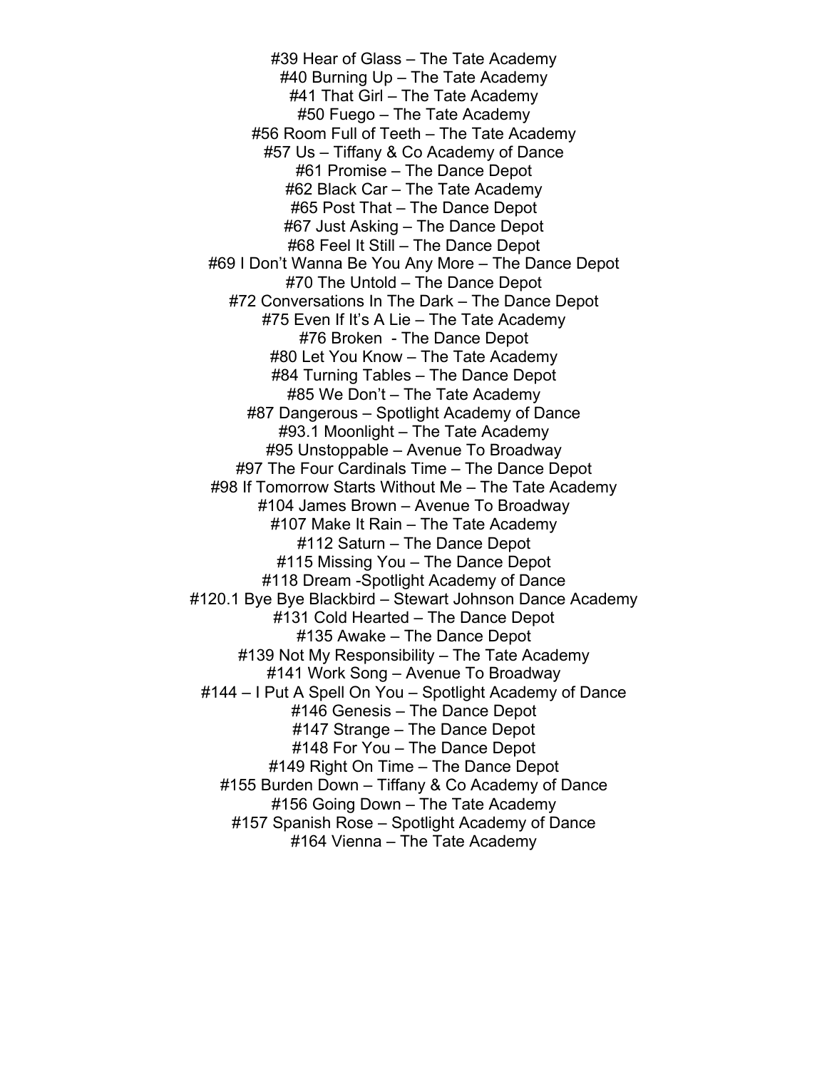#39 Hear of Glass – The Tate Academy
#40 Burning Up – The Tate Academy
#41 That Girl – The Tate Academy
#50 Fuego – The Tate Academy
#56 Room Full of Teeth – The Tate Academy
#57 Us – Tiffany & Co Academy of Dance
#61 Promise – The Dance Depot
#62 Black Car – The Tate Academy
#65 Post That – The Dance Depot
#67 Just Asking – The Dance Depot
#68 Feel It Still – The Dance Depot
#69 I Don't Wanna Be You Any More – The Dance Depot
#70 The Untold – The Dance Depot
#72 Conversations In The Dark – The Dance Depot
#75 Even If It's A Lie – The Tate Academy
#76 Broken - The Dance Depot
#80 Let You Know – The Tate Academy
#84 Turning Tables – The Dance Depot
#85 We Don't – The Tate Academy
#87 Dangerous – Spotlight Academy of Dance
#93.1 Moonlight – The Tate Academy
#95 Unstoppable – Avenue To Broadway
#97 The Four Cardinals Time – The Dance Depot
#98 If Tomorrow Starts Without Me – The Tate Academy
#104 James Brown – Avenue To Broadway
#107 Make It Rain – The Tate Academy
#112 Saturn – The Dance Depot
#115 Missing You – The Dance Depot
#118 Dream -Spotlight Academy of Dance
#120.1 Bye Bye Blackbird – Stewart Johnson Dance Academy
#131 Cold Hearted – The Dance Depot
#135 Awake – The Dance Depot
#139 Not My Responsibility – The Tate Academy
#141 Work Song – Avenue To Broadway
#144 – I Put A Spell On You – Spotlight Academy of Dance
#146 Genesis – The Dance Depot
#147 Strange – The Dance Depot
#148 For You – The Dance Depot
#149 Right On Time – The Dance Depot
#155 Burden Down – Tiffany & Co Academy of Dance
#156 Going Down – The Tate Academy
#157 Spanish Rose – Spotlight Academy of Dance
#164 Vienna – The Tate Academy